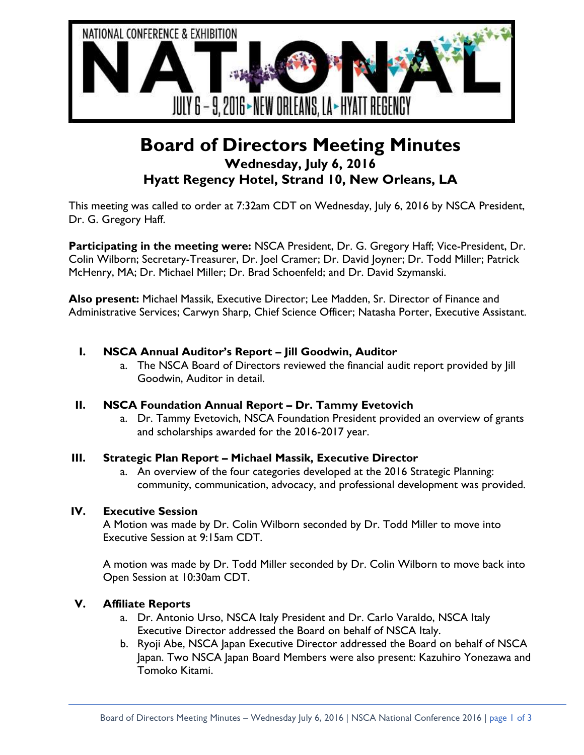NATIONAL CONFERENCE & EXHIBITION

NATIONAL

JULY 6 – 9, 2016 ▸ NEW ORLEANS, LA ▸ HYATT REGENCY

# Board of Directors Meeting Minutes

### Wednesday, July 6, 2016
### Hyatt Regency Hotel, Strand 10, New Orleans, LA

This meeting was called to order at 7:32am CDT on Wednesday, July 6, 2016 by NSCA President, Dr. G. Gregory Haff.

**Participating in the meeting were:** NSCA President, Dr. G. Gregory Haff; Vice-President, Dr. Colin Wilborn; Secretary-Treasurer, Dr. Joel Cramer; Dr. David Joyner; Dr. Todd Miller; Patrick McHenry, MA; Dr. Michael Miller; Dr. Brad Schoenfeld; and Dr. David Szymanski.

**Also present:** Michael Massik, Executive Director; Lee Madden, Sr. Director of Finance and Administrative Services; Carwyn Sharp, Chief Science Officer; Natasha Porter, Executive Assistant.

**I. NSCA Annual Auditor's Report – Jill Goodwin, Auditor**

a. The NSCA Board of Directors reviewed the financial audit report provided by Jill Goodwin, Auditor in detail.

**II. NSCA Foundation Annual Report – Dr. Tammy Evetovich**

a. Dr. Tammy Evetovich, NSCA Foundation President provided an overview of grants and scholarships awarded for the 2016-2017 year.

**III. Strategic Plan Report – Michael Massik, Executive Director**

a. An overview of the four categories developed at the 2016 Strategic Planning: community, communication, advocacy, and professional development was provided.

**IV. Executive Session**

A Motion was made by Dr. Colin Wilborn seconded by Dr. Todd Miller to move into Executive Session at 9:15am CDT.

A motion was made by Dr. Todd Miller seconded by Dr. Colin Wilborn to move back into Open Session at 10:30am CDT.

**V. Affiliate Reports**

a. Dr. Antonio Urso, NSCA Italy President and Dr. Carlo Varaldo, NSCA Italy Executive Director addressed the Board on behalf of NSCA Italy.

b. Ryoji Abe, NSCA Japan Executive Director addressed the Board on behalf of NSCA Japan. Two NSCA Japan Board Members were also present: Kazuhiro Yonezawa and Tomoko Kitami.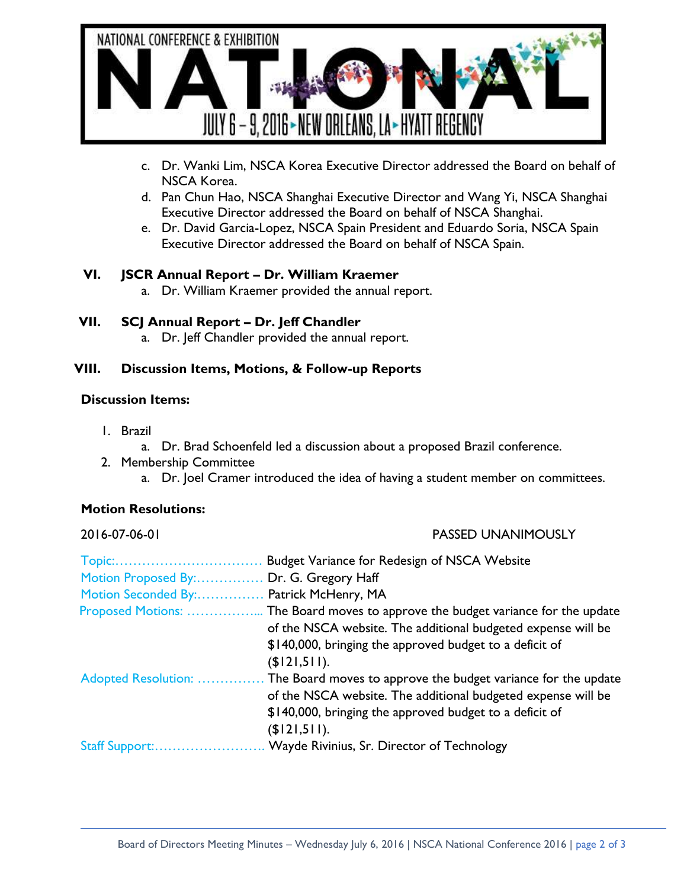c. Dr. Wanki Lim, NSCA Korea Executive Director addressed the Board on behalf of NSCA Korea.
d. Pan Chun Hao, NSCA Shanghai Executive Director and Wang Yi, NSCA Shanghai Executive Director addressed the Board on behalf of NSCA Shanghai.
e. Dr. David Garcia-Lopez, NSCA Spain President and Eduardo Soria, NSCA Spain Executive Director addressed the Board on behalf of NSCA Spain.

## VI. JSCR Annual Report – Dr. William Kraemer

a. Dr. William Kraemer provided the annual report.

## VII. SCJ Annual Report – Dr. Jeff Chandler

a. Dr. Jeff Chandler provided the annual report.

## VIII. Discussion Items, Motions, & Follow-up Reports

### Discussion Items:

1. Brazil
   a. Dr. Brad Schoenfeld led a discussion about a proposed Brazil conference.
2. Membership Committee
   a. Dr. Joel Cramer introduced the idea of having a student member on committees.

### Motion Resolutions:

2016-07-06-01 PASSED UNANIMOUSLY

Topic:................................ Budget Variance for Redesign of NSCA Website
Motion Proposed By:............... Dr. G. Gregory Haff
Motion Seconded By:............... Patrick McHenry, MA
Proposed Motions: ................ The Board moves to approve the budget variance for the update of the NSCA website. The additional budgeted expense will be $140,000, bringing the approved budget to a deficit of ($121,511).
Adopted Resolution: ............... The Board moves to approve the budget variance for the update of the NSCA website. The additional budgeted expense will be $140,000, bringing the approved budget to a deficit of ($121,511).
Staff Support:........................ Wayde Rivinius, Sr. Director of Technology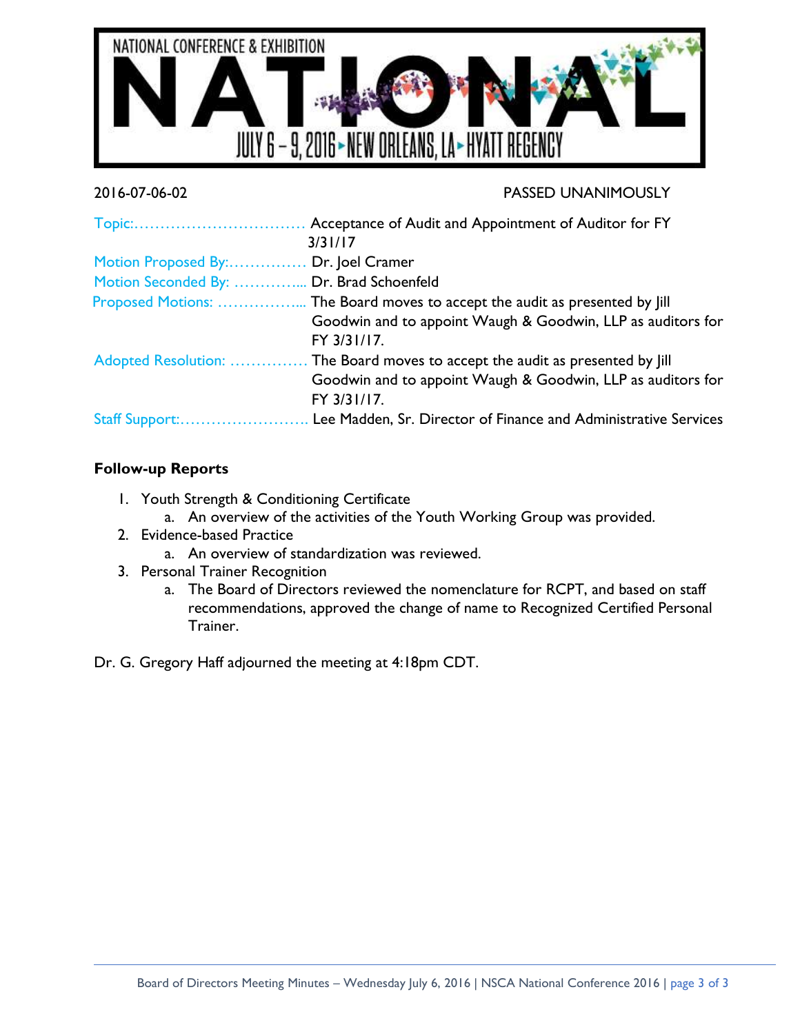NATIONAL CONFERENCE & EXHIBITION

NATIONAL

JULY 6 – 9, 2016 ▸ NEW ORLEANS, LA ▸ HYATT REGENCY

2016-07-06-02 PASSED UNANIMOUSLY

| | |
|---|---|
| Topic:…………………………… | Acceptance of Audit and Appointment of Auditor for FY 3/31/17 |
| Motion Proposed By:…………… | Dr. Joel Cramer |
| Motion Seconded By: …………... | Dr. Brad Schoenfeld |
| Proposed Motions: ……………... | The Board moves to accept the audit as presented by Jill Goodwin and to appoint Waugh & Goodwin, LLP as auditors for FY 3/31/17. |
| Adopted Resolution: …………… | The Board moves to accept the audit as presented by Jill Goodwin and to appoint Waugh & Goodwin, LLP as auditors for FY 3/31/17. |
| Staff Support:……………………. | Lee Madden, Sr. Director of Finance and Administrative Services |

**Follow-up Reports**

1. Youth Strength & Conditioning Certificate
   a. An overview of the activities of the Youth Working Group was provided.
2. Evidence-based Practice
   a. An overview of standardization was reviewed.
3. Personal Trainer Recognition
   a. The Board of Directors reviewed the nomenclature for RCPT, and based on staff recommendations, approved the change of name to Recognized Certified Personal Trainer.

Dr. G. Gregory Haff adjourned the meeting at 4:18pm CDT.